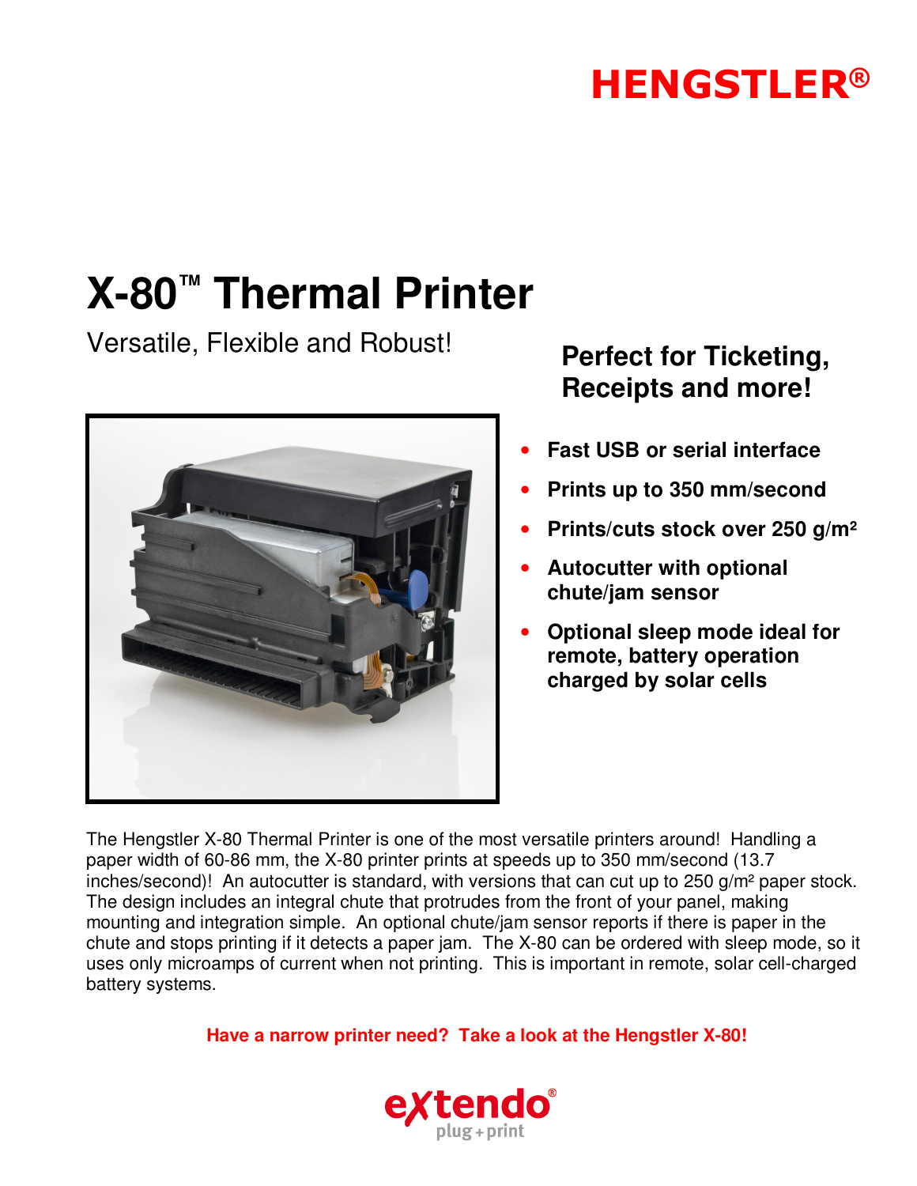HENGSTLER®

# X-80™ Thermal Printer

Versatile, Flexible and Robust!

## Perfect for Ticketing, Receipts and more!

- **Fast USB or serial interface**
- **Prints up to 350 mm/second**
- **Prints/cuts stock over 250 g/m²**
- **Autocutter with optional chute/jam sensor**
- **Optional sleep mode ideal for remote, battery operation charged by solar cells**

The Hengstler X-80 Thermal Printer is one of the most versatile printers around! Handling a paper width of 60-86 mm, the X-80 printer prints at speeds up to 350 mm/second (13.7 inches/second)! An autocutter is standard, with versions that can cut up to 250 g/m² paper stock. The design includes an integral chute that protrudes from the front of your panel, making mounting and integration simple. An optional chute/jam sensor reports if there is paper in the chute and stops printing if it detects a paper jam. The X-80 can be ordered with sleep mode, so it uses only microamps of current when not printing. This is important in remote, solar cell-charged battery systems.

**Have a narrow printer need? Take a look at the Hengstler X-80!**

extendo® plug + print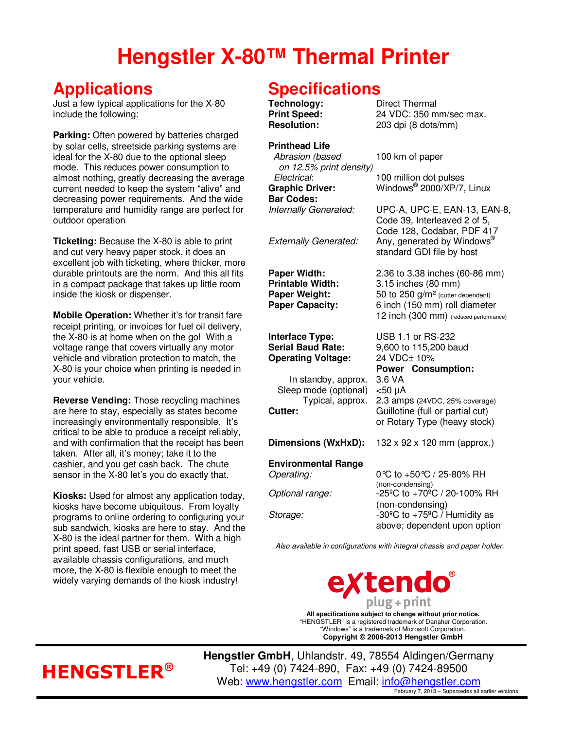# Hengstler X-80™ Thermal Printer

## Applications

Just a few typical applications for the X-80 include the following:

**Parking:** Often powered by batteries charged by solar cells, streetside parking systems are ideal for the X-80 due to the optional sleep mode. This reduces power consumption to almost nothing, greatly decreasing the average current needed to keep the system "alive" and decreasing power requirements. And the wide temperature and humidity range are perfect for outdoor operation

**Ticketing:** Because the X-80 is able to print and cut very heavy paper stock, it does an excellent job with ticketing, where thicker, more durable printouts are the norm. And this all fits in a compact package that takes up little room inside the kiosk or dispenser.

**Mobile Operation:** Whether it's for transit fare receipt printing, or invoices for fuel oil delivery, the X-80 is at home when on the go! With a voltage range that covers virtually any motor vehicle and vibration protection to match, the X-80 is your choice when printing is needed in your vehicle.

**Reverse Vending:** Those recycling machines are here to stay, especially as states become increasingly environmentally responsible. It's critical to be able to produce a receipt reliably, and with confirmation that the receipt has been taken. After all, it's money; take it to the cashier, and you get cash back. The chute sensor in the X-80 let's you do exactly that.

**Kiosks:** Used for almost any application today, kiosks have become ubiquitous. From loyalty programs to online ordering to configuring your sub sandwich, kiosks are here to stay. And the X-80 is the ideal partner for them. With a high print speed, fast USB or serial interface, available chassis configurations, and much more, the X-80 is flexible enough to meet the widely varying demands of the kiosk industry!

## Specifications

| | |
|---|---|
| **Technology:** | Direct Thermal |
| **Print Speed:** | 24 VDC: 350 mm/sec max. |
| **Resolution:** | 203 dpi (8 dots/mm) |
| **Printhead Life** | |
| *Abrasion (based on 12.5% print density)* | 100 km of paper |
| *Electrical*: | 100 million dot pulses |
| **Graphic Driver:** | Windows® 2000/XP/7, Linux |
| **Bar Codes:** | |
| *Internally Generated:* | UPC-A, UPC-E, EAN-13, EAN-8, Code 39, Interleaved 2 of 5, Code 128, Codabar, PDF 417 |
| *Externally Generated:* | Any, generated by Windows® standard GDI file by host |
| **Paper Width:** | 2.36 to 3.38 inches (60-86 mm) |
| **Printable Width:** | 3.15 inches (80 mm) |
| **Paper Weight:** | 50 to 250 g/m² (cutter dependent) |
| **Paper Capacity:** | 6 inch (150 mm) roll diameter<br>12 inch (300 mm) (reduced performance) |
| **Interface Type:** | USB 1.1 or RS-232 |
| **Serial Baud Rate:** | 9,600 to 115,200 baud |
| **Operating Voltage:** | 24 VDC± 10% |
| | **Power Consumption:** |
| In standby, approx. | 3.6 VA |
| Sleep mode (optional) | <50 µA |
| Typical, approx. | 2.3 amps (24VDC, 25% coverage) |
| **Cutter:** | Guillotine (full or partial cut) or Rotary Type (heavy stock) |
| **Dimensions (WxHxD):** | 132 x 92 x 120 mm (approx.) |
| **Environmental Range** | |
| *Operating:* | 0°C to +50°C / 25-80% RH (non-condensing) |
| *Optional range:* | -25ºC to +70ºC / 20-100% RH (non-condensing) |
| *Storage:* | -30ºC to +75ºC / Humidity as above; dependent upon option |

*Also available in configurations with integral chassis and paper holder.*

extendo® plug + print

**All specifications subject to change without prior notice.**
"HENGSTLER" is a registered trademark of Danaher Corporation.
"Windows" is a trademark of Microsoft Corporation.
**Copyright © 2006-2013 Hengstler GmbH**

HENGSTLER®

**Hengstler GmbH**, Uhlandstr. 49, 78554 Aldingen/Germany
Tel: +49 (0) 7424-890, Fax: +49 (0) 7424-89500
Web: www.hengstler.com Email: info@hengstler.com

February 7, 2013 – Supersedes all earlier versions